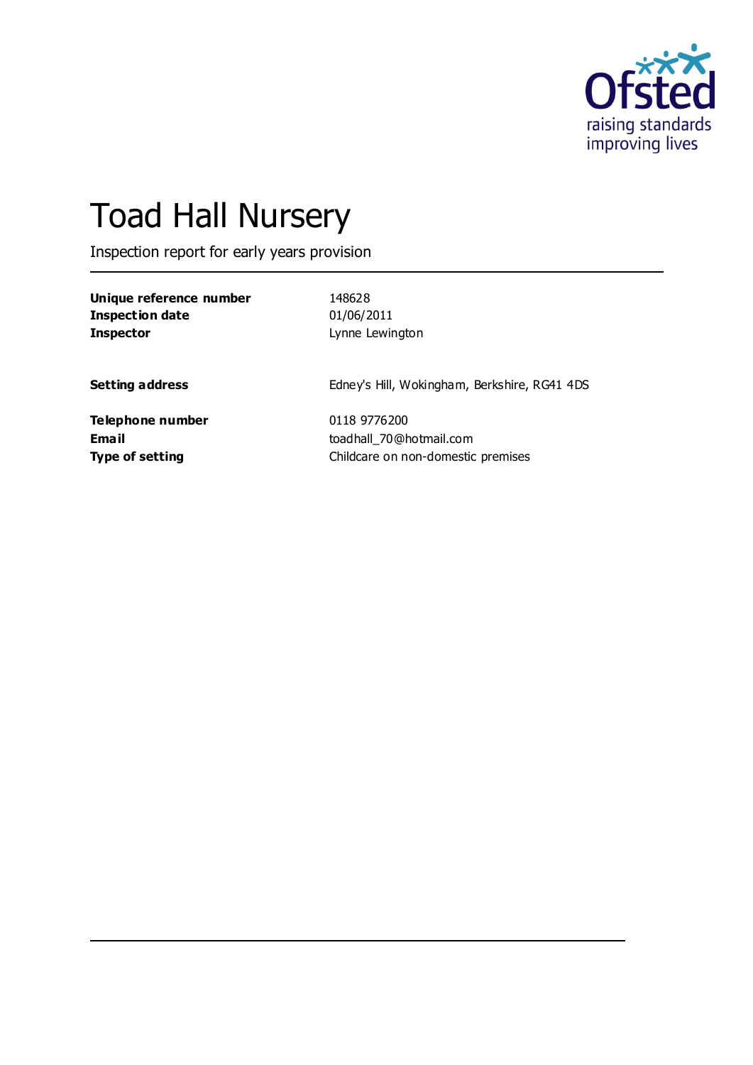# Toad Hall Nursery

Inspection report for early years provision

| | |
|---|---|
| **Unique reference number** | 148628 |
| **Inspection date** | 01/06/2011 |
| **Inspector** | Lynne Lewington |
| | |
| **Setting address** | Edney's Hill, Wokingham, Berkshire, RG41 4DS |
| | |
| **Telephone number** | 0118 9776200 |
| **Email** | toadhall_70@hotmail.com |
| **Type of setting** | Childcare on non-domestic premises |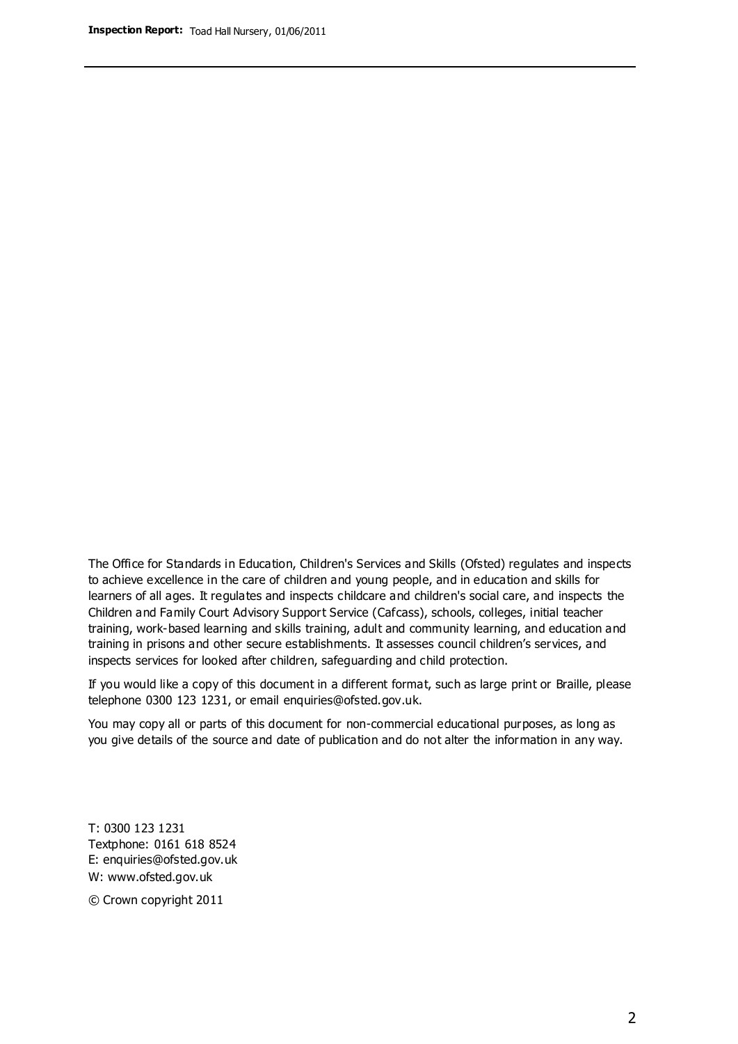The Office for Standards in Education, Children's Services and Skills (Ofsted) regulates and inspects to achieve excellence in the care of children and young people, and in education and skills for learners of all ages. It regulates and inspects childcare and children's social care, and inspects the Children and Family Court Advisory Support Service (Cafcass), schools, colleges, initial teacher training, work-based learning and skills training, adult and community learning, and education and training in prisons and other secure establishments. It assesses council children's services, and inspects services for looked after children, safeguarding and child protection.

If you would like a copy of this document in a different format, such as large print or Braille, please telephone 0300 123 1231, or email enquiries@ofsted.gov.uk.

You may copy all or parts of this document for non-commercial educational purposes, as long as you give details of the source and date of publication and do not alter the information in any way.

T: 0300 123 1231
Textphone: 0161 618 8524
E: enquiries@ofsted.gov.uk
W: www.ofsted.gov.uk

© Crown copyright 2011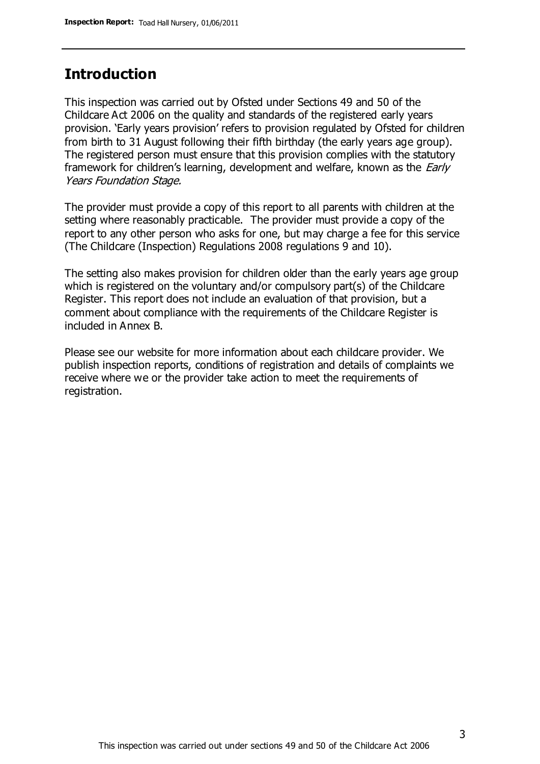## Introduction

This inspection was carried out by Ofsted under Sections 49 and 50 of the Childcare Act 2006 on the quality and standards of the registered early years provision. 'Early years provision' refers to provision regulated by Ofsted for children from birth to 31 August following their fifth birthday (the early years age group). The registered person must ensure that this provision complies with the statutory framework for children's learning, development and welfare, known as the *Early Years Foundation Stage*.

The provider must provide a copy of this report to all parents with children at the setting where reasonably practicable. The provider must provide a copy of the report to any other person who asks for one, but may charge a fee for this service (The Childcare (Inspection) Regulations 2008 regulations 9 and 10).

The setting also makes provision for children older than the early years age group which is registered on the voluntary and/or compulsory part(s) of the Childcare Register. This report does not include an evaluation of that provision, but a comment about compliance with the requirements of the Childcare Register is included in Annex B.

Please see our website for more information about each childcare provider. We publish inspection reports, conditions of registration and details of complaints we receive where we or the provider take action to meet the requirements of registration.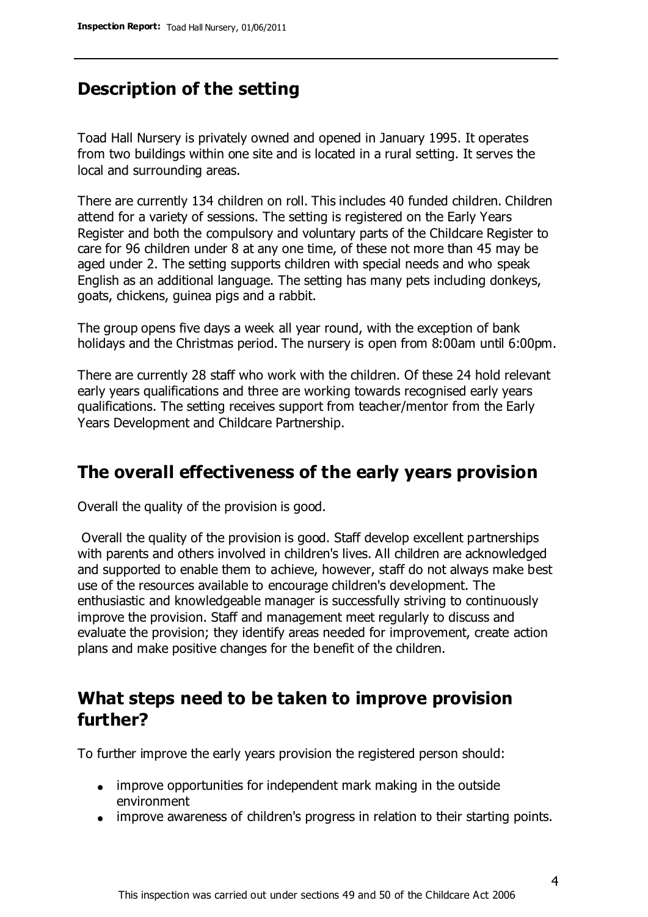## Description of the setting

Toad Hall Nursery is privately owned and opened in January 1995. It operates from two buildings within one site and is located in a rural setting. It serves the local and surrounding areas.

There are currently 134 children on roll. This includes 40 funded children. Children attend for a variety of sessions. The setting is registered on the Early Years Register and both the compulsory and voluntary parts of the Childcare Register to care for 96 children under 8 at any one time, of these not more than 45 may be aged under 2. The setting supports children with special needs and who speak English as an additional language. The setting has many pets including donkeys, goats, chickens, guinea pigs and a rabbit.

The group opens five days a week all year round, with the exception of bank holidays and the Christmas period. The nursery is open from 8:00am until 6:00pm.

There are currently 28 staff who work with the children. Of these 24 hold relevant early years qualifications and three are working towards recognised early years qualifications. The setting receives support from teacher/mentor from the Early Years Development and Childcare Partnership.

## The overall effectiveness of the early years provision

Overall the quality of the provision is good.

Overall the quality of the provision is good. Staff develop excellent partnerships with parents and others involved in children's lives. All children are acknowledged and supported to enable them to achieve, however, staff do not always make best use of the resources available to encourage children's development. The enthusiastic and knowledgeable manager is successfully striving to continuously improve the provision. Staff and management meet regularly to discuss and evaluate the provision; they identify areas needed for improvement, create action plans and make positive changes for the benefit of the children.

## What steps need to be taken to improve provision further?

To further improve the early years provision the registered person should:

- improve opportunities for independent mark making in the outside environment
- improve awareness of children's progress in relation to their starting points.

This inspection was carried out under sections 49 and 50 of the Childcare Act 2006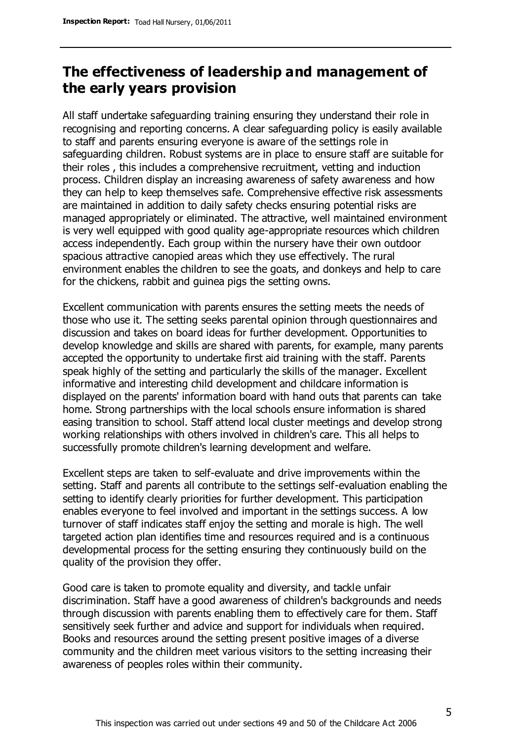## The effectiveness of leadership and management of the early years provision

All staff undertake safeguarding training ensuring they understand their role in recognising and reporting concerns. A clear safeguarding policy is easily available to staff and parents ensuring everyone is aware of the settings role in safeguarding children. Robust systems are in place to ensure staff are suitable for their roles , this includes a comprehensive recruitment, vetting and induction process. Children display an increasing awareness of safety awareness and how they can help to keep themselves safe. Comprehensive effective risk assessments are maintained in addition to daily safety checks ensuring potential risks are managed appropriately or eliminated. The attractive, well maintained environment is very well equipped with good quality age-appropriate resources which children access independently. Each group within the nursery have their own outdoor spacious attractive canopied areas which they use effectively. The rural environment enables the children to see the goats, and donkeys and help to care for the chickens, rabbit and guinea pigs the setting owns.

Excellent communication with parents ensures the setting meets the needs of those who use it. The setting seeks parental opinion through questionnaires and discussion and takes on board ideas for further development. Opportunities to develop knowledge and skills are shared with parents, for example, many parents accepted the opportunity to undertake first aid training with the staff. Parents speak highly of the setting and particularly the skills of the manager. Excellent informative and interesting child development and childcare information is displayed on the parents' information board with hand outs that parents can take home. Strong partnerships with the local schools ensure information is shared easing transition to school. Staff attend local cluster meetings and develop strong working relationships with others involved in children's care. This all helps to successfully promote children's learning development and welfare.

Excellent steps are taken to self-evaluate and drive improvements within the setting. Staff and parents all contribute to the settings self-evaluation enabling the setting to identify clearly priorities for further development. This participation enables everyone to feel involved and important in the settings success. A low turnover of staff indicates staff enjoy the setting and morale is high. The well targeted action plan identifies time and resources required and is a continuous developmental process for the setting ensuring they continuously build on the quality of the provision they offer.

Good care is taken to promote equality and diversity, and tackle unfair discrimination. Staff have a good awareness of children's backgrounds and needs through discussion with parents enabling them to effectively care for them. Staff sensitively seek further and advice and support for individuals when required. Books and resources around the setting present positive images of a diverse community and the children meet various visitors to the setting increasing their awareness of peoples roles within their community.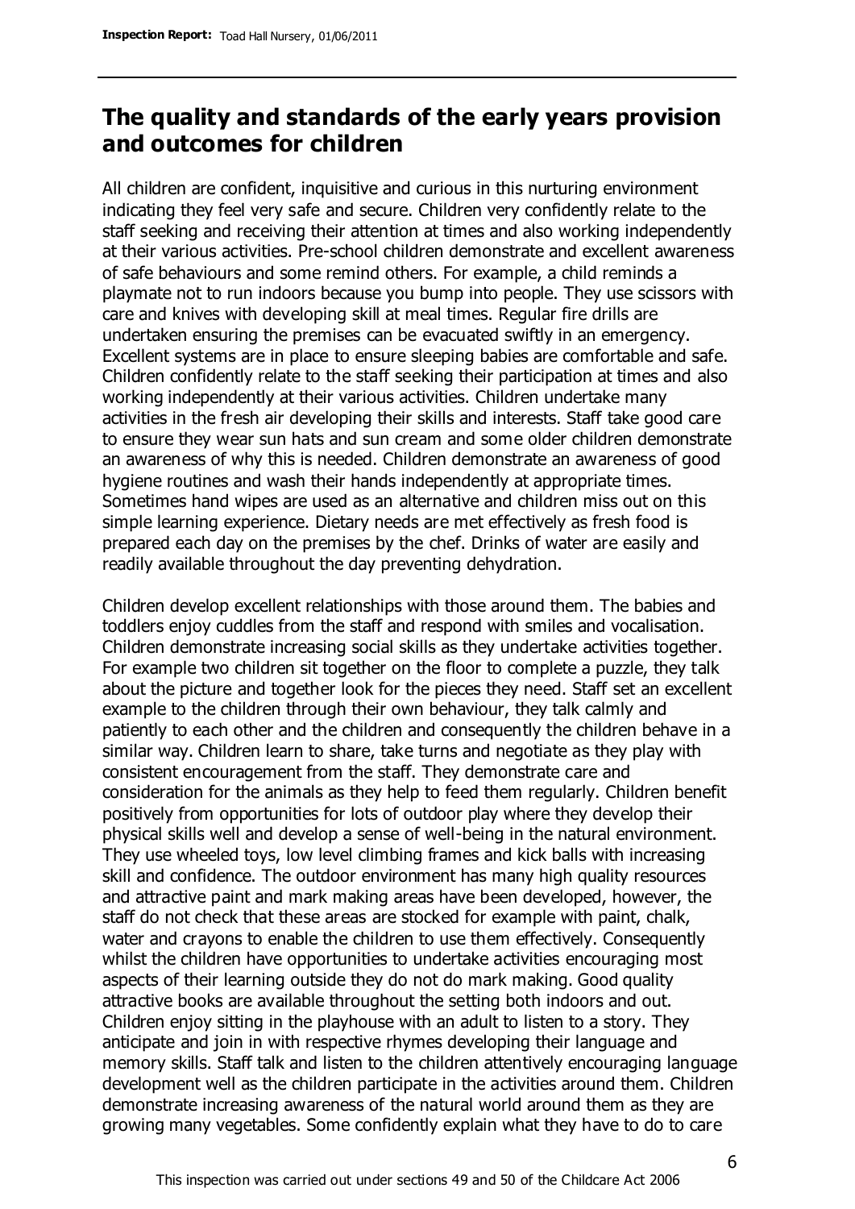## The quality and standards of the early years provision and outcomes for children

All children are confident, inquisitive and curious in this nurturing environment indicating they feel very safe and secure. Children very confidently relate to the staff seeking and receiving their attention at times and also working independently at their various activities. Pre-school children demonstrate and excellent awareness of safe behaviours and some remind others. For example, a child reminds a playmate not to run indoors because you bump into people. They use scissors with care and knives with developing skill at meal times. Regular fire drills are undertaken ensuring the premises can be evacuated swiftly in an emergency. Excellent systems are in place to ensure sleeping babies are comfortable and safe. Children confidently relate to the staff seeking their participation at times and also working independently at their various activities. Children undertake many activities in the fresh air developing their skills and interests. Staff take good care to ensure they wear sun hats and sun cream and some older children demonstrate an awareness of why this is needed. Children demonstrate an awareness of good hygiene routines and wash their hands independently at appropriate times. Sometimes hand wipes are used as an alternative and children miss out on this simple learning experience. Dietary needs are met effectively as fresh food is prepared each day on the premises by the chef. Drinks of water are easily and readily available throughout the day preventing dehydration.

Children develop excellent relationships with those around them. The babies and toddlers enjoy cuddles from the staff and respond with smiles and vocalisation. Children demonstrate increasing social skills as they undertake activities together. For example two children sit together on the floor to complete a puzzle, they talk about the picture and together look for the pieces they need. Staff set an excellent example to the children through their own behaviour, they talk calmly and patiently to each other and the children and consequently the children behave in a similar way. Children learn to share, take turns and negotiate as they play with consistent encouragement from the staff. They demonstrate care and consideration for the animals as they help to feed them regularly. Children benefit positively from opportunities for lots of outdoor play where they develop their physical skills well and develop a sense of well-being in the natural environment. They use wheeled toys, low level climbing frames and kick balls with increasing skill and confidence. The outdoor environment has many high quality resources and attractive paint and mark making areas have been developed, however, the staff do not check that these areas are stocked for example with paint, chalk, water and crayons to enable the children to use them effectively. Consequently whilst the children have opportunities to undertake activities encouraging most aspects of their learning outside they do not do mark making. Good quality attractive books are available throughout the setting both indoors and out. Children enjoy sitting in the playhouse with an adult to listen to a story. They anticipate and join in with respective rhymes developing their language and memory skills. Staff talk and listen to the children attentively encouraging language development well as the children participate in the activities around them. Children demonstrate increasing awareness of the natural world around them as they are growing many vegetables. Some confidently explain what they have to do to care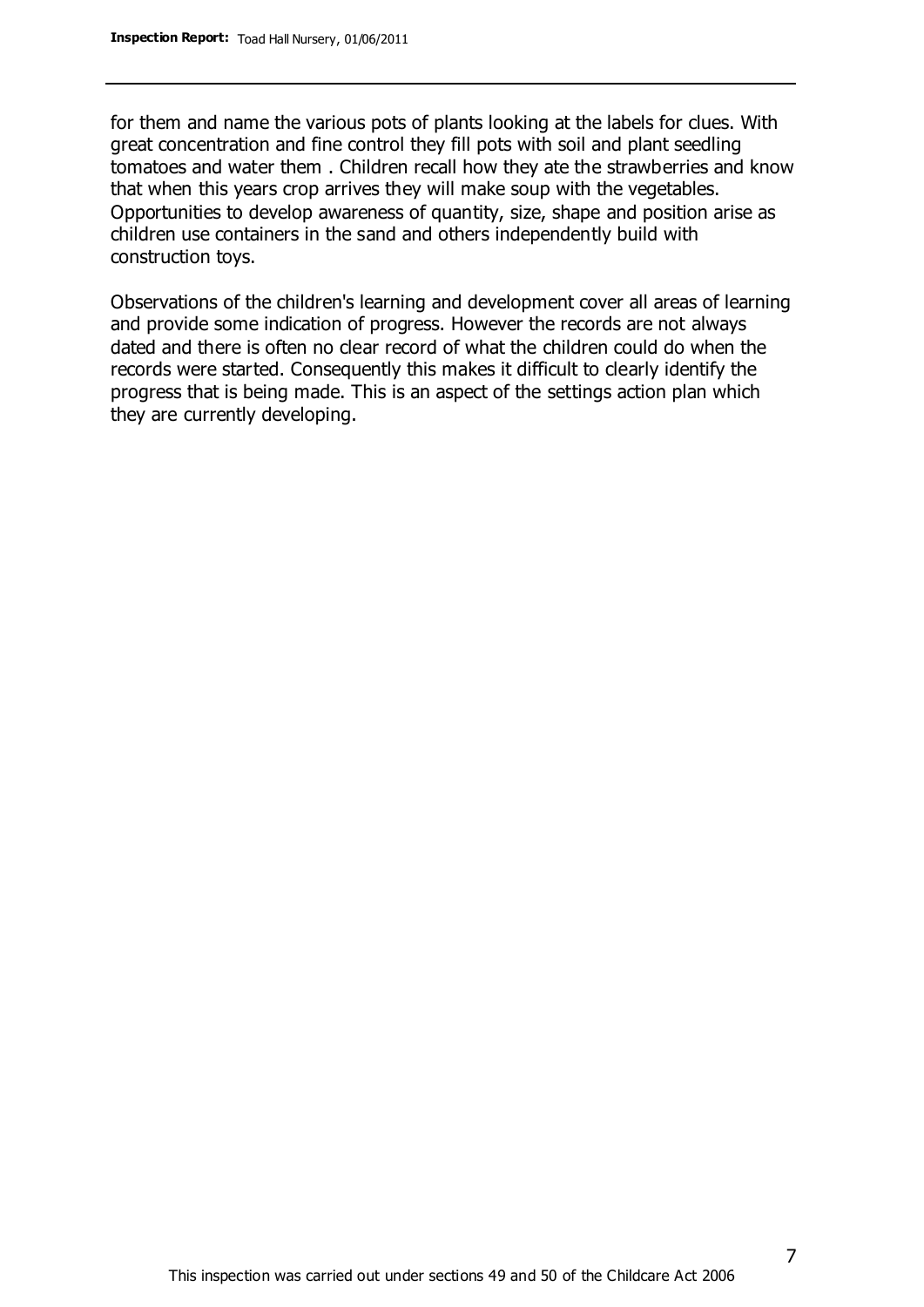for them and name the various pots of plants looking at the labels for clues. With great concentration and fine control they fill pots with soil and plant seedling tomatoes and water them . Children recall how they ate the strawberries and know that when this years crop arrives they will make soup with the vegetables. Opportunities to develop awareness of quantity, size, shape and position arise as children use containers in the sand and others independently build with construction toys.

Observations of the children's learning and development cover all areas of learning and provide some indication of progress. However the records are not always dated and there is often no clear record of what the children could do when the records were started. Consequently this makes it difficult to clearly identify the progress that is being made. This is an aspect of the settings action plan which they are currently developing.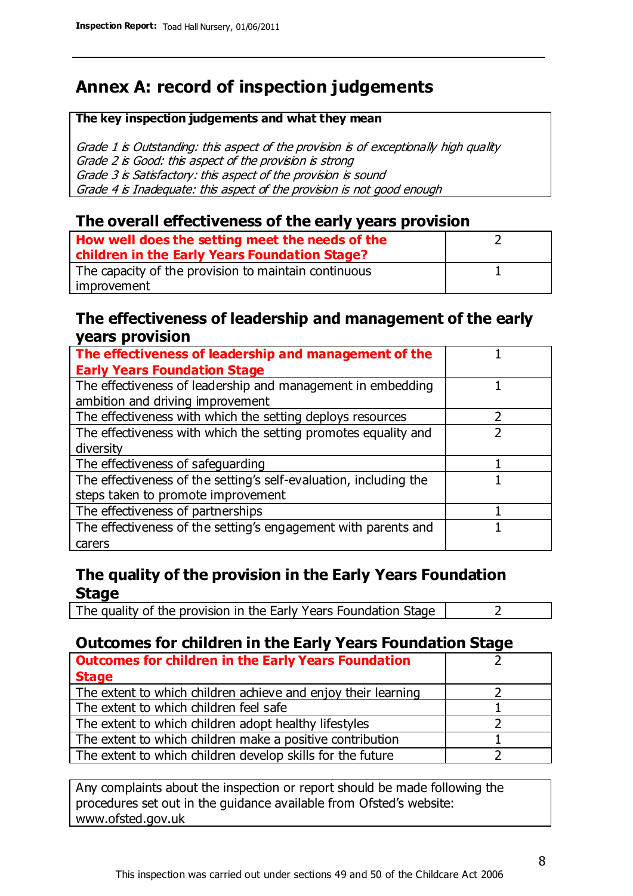# Annex A: record of inspection judgements

**The key inspection judgements and what they mean**

*Grade 1 is Outstanding: this aspect of the provision is of exceptionally high quality*
*Grade 2 is Good: this aspect of the provision is strong*
*Grade 3 is Satisfactory: this aspect of the provision is sound*
*Grade 4 is Inadequate: this aspect of the provision is not good enough*

## The overall effectiveness of the early years provision

| | |
|---|---|
| **How well does the setting meet the needs of the children in the Early Years Foundation Stage?** | 2 |
| The capacity of the provision to maintain continuous improvement | 1 |

## The effectiveness of leadership and management of the early years provision

| | |
|---|---|
| **The effectiveness of leadership and management of the Early Years Foundation Stage** | 1 |
| The effectiveness of leadership and management in embedding ambition and driving improvement | 1 |
| The effectiveness with which the setting deploys resources | 2 |
| The effectiveness with which the setting promotes equality and diversity | 2 |
| The effectiveness of safeguarding | 1 |
| The effectiveness of the setting's self-evaluation, including the steps taken to promote improvement | 1 |
| The effectiveness of partnerships | 1 |
| The effectiveness of the setting's engagement with parents and carers | 1 |

## The quality of the provision in the Early Years Foundation Stage

| | |
|---|---|
| The quality of the provision in the Early Years Foundation Stage | 2 |

## Outcomes for children in the Early Years Foundation Stage

| | |
|---|---|
| **Outcomes for children in the Early Years Foundation Stage** | 2 |
| The extent to which children achieve and enjoy their learning | 2 |
| The extent to which children feel safe | 1 |
| The extent to which children adopt healthy lifestyles | 2 |
| The extent to which children make a positive contribution | 1 |
| The extent to which children develop skills for the future | 2 |

Any complaints about the inspection or report should be made following the procedures set out in the guidance available from Ofsted's website: www.ofsted.gov.uk

This inspection was carried out under sections 49 and 50 of the Childcare Act 2006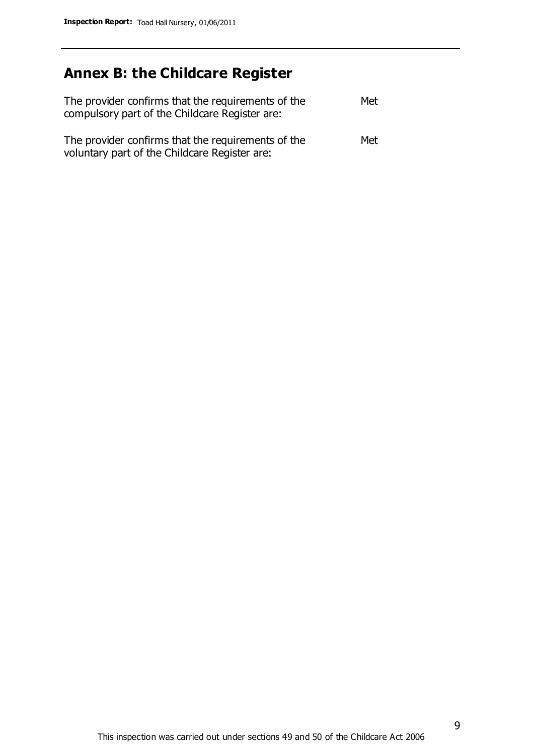## Annex B: the Childcare Register

| | |
|---|---|
| The provider confirms that the requirements of the compulsory part of the Childcare Register are: | Met |
| The provider confirms that the requirements of the voluntary part of the Childcare Register are: | Met |

This inspection was carried out under sections 49 and 50 of the Childcare Act 2006